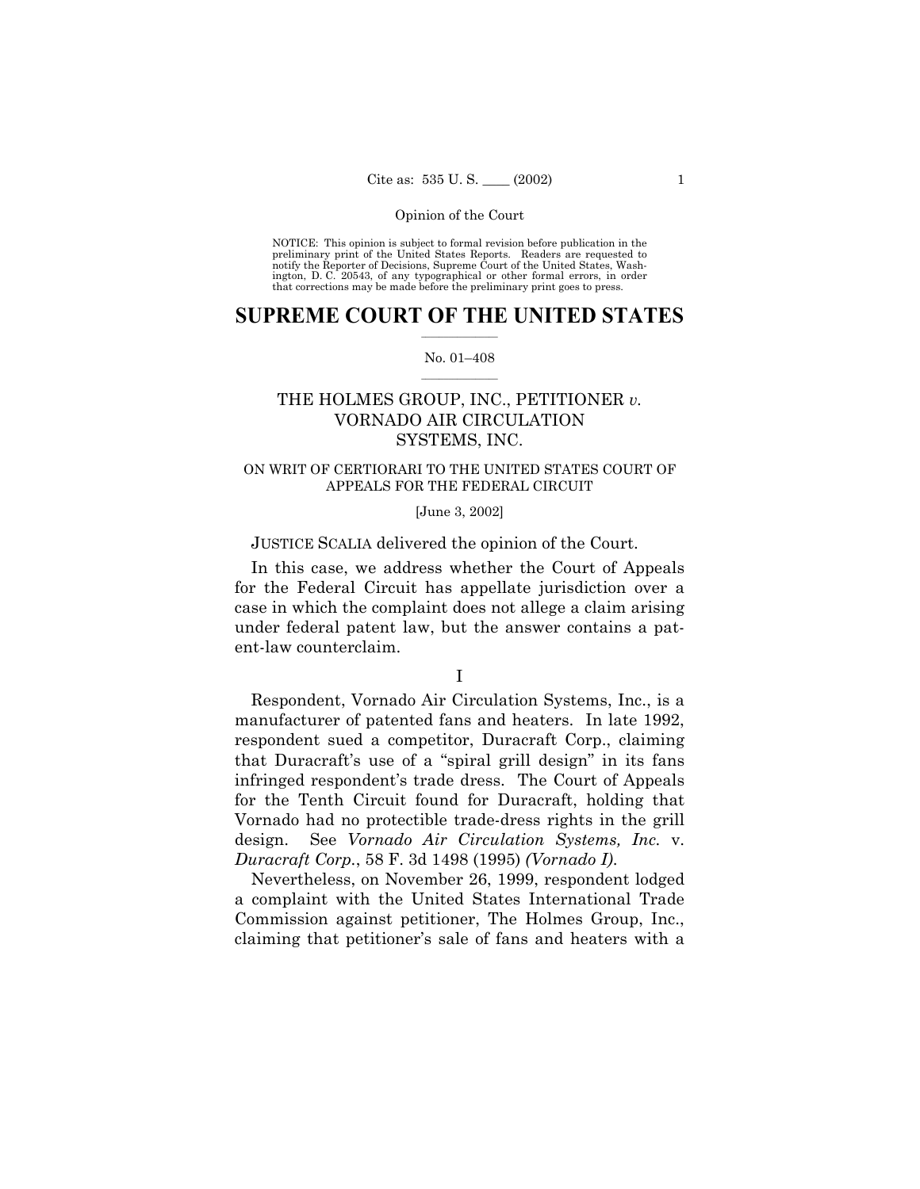NOTICE: This opinion is subject to formal revision before publication in the preliminary print of the United States Reports. Readers are requested to notify the Reporter of Decisions, Supreme Court of the United States, Washington, D. C. 20543, of any typographical or other formal errors, in order that corrections may be made before the preliminary print goes to press.

# SUPREME COURT OF THE UNITED STATES

No. 01–408

## THE HOLMES GROUP, INC., PETITIONER *v.* VORNADO AIR CIRCULATION SYSTEMS, INC.

ON WRIT OF CERTIORARI TO THE UNITED STATES COURT OF APPEALS FOR THE FEDERAL CIRCUIT

[June 3, 2002]

JUSTICE SCALIA delivered the opinion of the Court.

In this case, we address whether the Court of Appeals for the Federal Circuit has appellate jurisdiction over a case in which the complaint does not allege a claim arising under federal patent law, but the answer contains a patent-law counterclaim.

I

Respondent, Vornado Air Circulation Systems, Inc., is a manufacturer of patented fans and heaters. In late 1992, respondent sued a competitor, Duracraft Corp., claiming that Duracraft's use of a "spiral grill design" in its fans infringed respondent's trade dress. The Court of Appeals for the Tenth Circuit found for Duracraft, holding that Vornado had no protectible trade-dress rights in the grill design. See *Vornado Air Circulation Systems, Inc.* v. *Duracraft Corp.*, 58 F. 3d 1498 (1995) *(Vornado I)*.

Nevertheless, on November 26, 1999, respondent lodged a complaint with the United States International Trade Commission against petitioner, The Holmes Group, Inc., claiming that petitioner's sale of fans and heaters with a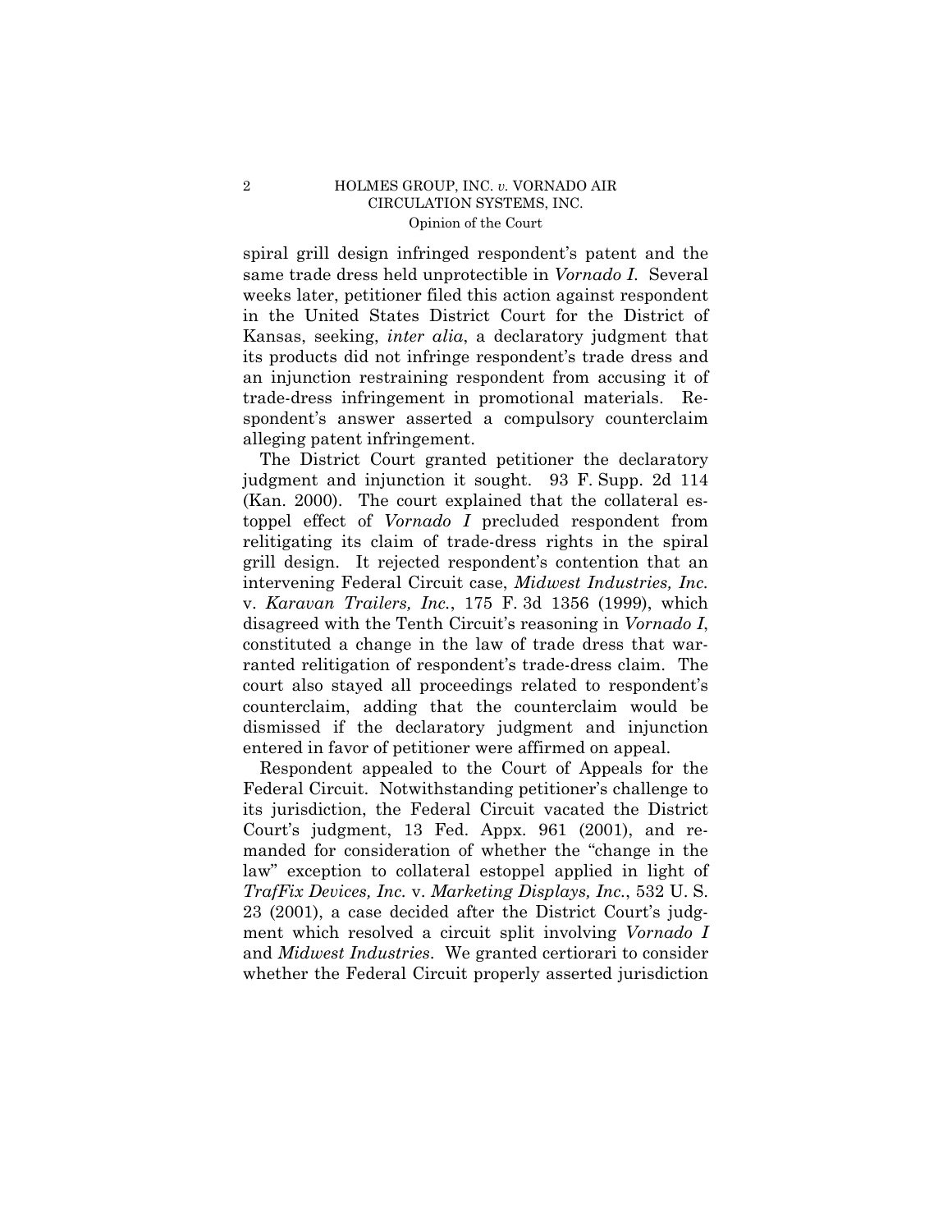spiral grill design infringed respondent's patent and the same trade dress held unprotectible in *Vornado I*. Several weeks later, petitioner filed this action against respondent in the United States District Court for the District of Kansas, seeking, *inter alia*, a declaratory judgment that its products did not infringe respondent's trade dress and an injunction restraining respondent from accusing it of trade-dress infringement in promotional materials. Respondent's answer asserted a compulsory counterclaim alleging patent infringement.

The District Court granted petitioner the declaratory judgment and injunction it sought. 93 F. Supp. 2d 114 (Kan. 2000). The court explained that the collateral estoppel effect of *Vornado I* precluded respondent from relitigating its claim of trade-dress rights in the spiral grill design. It rejected respondent's contention that an intervening Federal Circuit case, *Midwest Industries, Inc.* v. *Karavan Trailers, Inc.*, 175 F. 3d 1356 (1999), which disagreed with the Tenth Circuit's reasoning in *Vornado I*, constituted a change in the law of trade dress that warranted relitigation of respondent's trade-dress claim. The court also stayed all proceedings related to respondent's counterclaim, adding that the counterclaim would be dismissed if the declaratory judgment and injunction entered in favor of petitioner were affirmed on appeal.

Respondent appealed to the Court of Appeals for the Federal Circuit. Notwithstanding petitioner's challenge to its jurisdiction, the Federal Circuit vacated the District Court's judgment, 13 Fed. Appx. 961 (2001), and remanded for consideration of whether the "change in the law" exception to collateral estoppel applied in light of *TrafFix Devices, Inc.* v. *Marketing Displays, Inc.*, 532 U. S. 23 (2001), a case decided after the District Court's judgment which resolved a circuit split involving *Vornado I* and *Midwest Industries*. We granted certiorari to consider whether the Federal Circuit properly asserted jurisdiction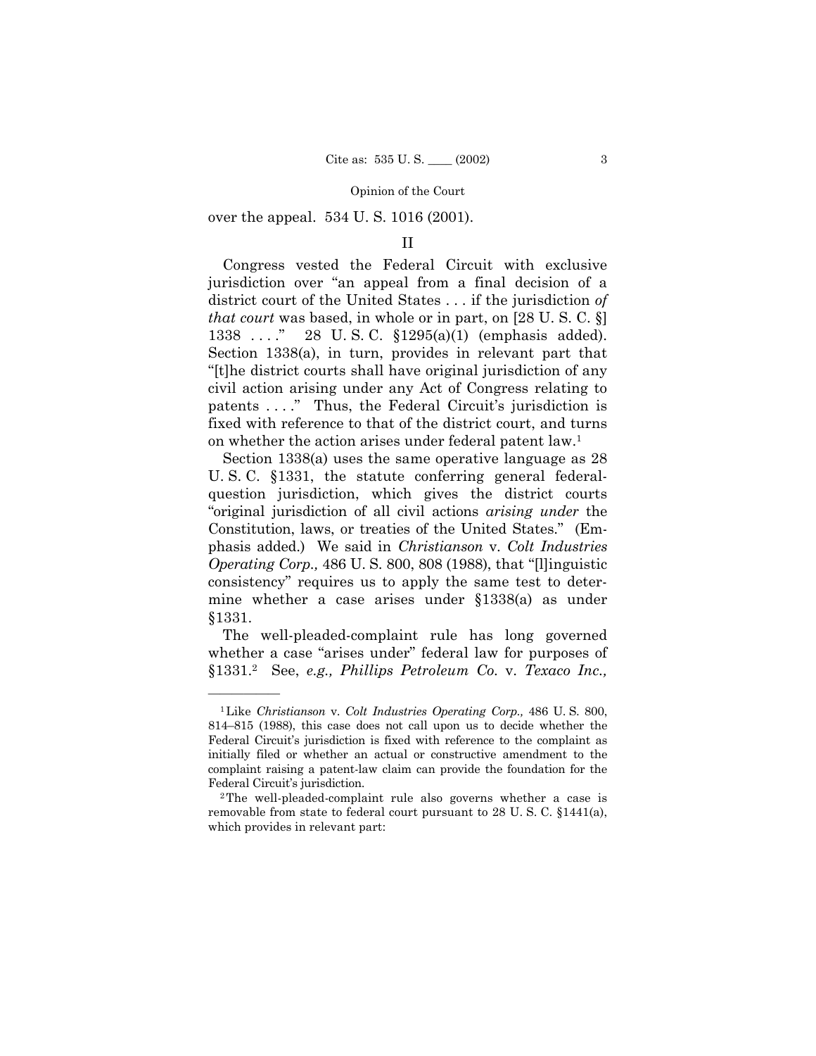over the appeal. 534 U. S. 1016 (2001).

## II

Congress vested the Federal Circuit with exclusive jurisdiction over "an appeal from a final decision of a district court of the United States . . . if the jurisdiction *of that court* was based, in whole or in part, on [28 U. S. C. §] 1338 . . . ." 28 U. S. C. §1295(a)(1) (emphasis added). Section 1338(a), in turn, provides in relevant part that "[t]he district courts shall have original jurisdiction of any civil action arising under any Act of Congress relating to patents . . . ." Thus, the Federal Circuit's jurisdiction is fixed with reference to that of the district court, and turns on whether the action arises under federal patent law.[1]

Section 1338(a) uses the same operative language as 28 U. S. C. §1331, the statute conferring general federal-question jurisdiction, which gives the district courts "original jurisdiction of all civil actions *arising under* the Constitution, laws, or treaties of the United States." (Emphasis added.) We said in *Christianson* v. *Colt Industries Operating Corp.,* 486 U. S. 800, 808 (1988), that "[l]inguistic consistency" requires us to apply the same test to determine whether a case arises under §1338(a) as under §1331.

The well-pleaded-complaint rule has long governed whether a case "arises under" federal law for purposes of §1331.[2] See, *e.g., Phillips Petroleum Co.* v. *Texaco Inc.,*

---

[1] Like *Christianson* v. *Colt Industries Operating Corp.,* 486 U. S. 800, 814–815 (1988), this case does not call upon us to decide whether the Federal Circuit's jurisdiction is fixed with reference to the complaint as initially filed or whether an actual or constructive amendment to the complaint raising a patent-law claim can provide the foundation for the Federal Circuit's jurisdiction.

[2] The well-pleaded-complaint rule also governs whether a case is removable from state to federal court pursuant to 28 U. S. C. §1441(a), which provides in relevant part: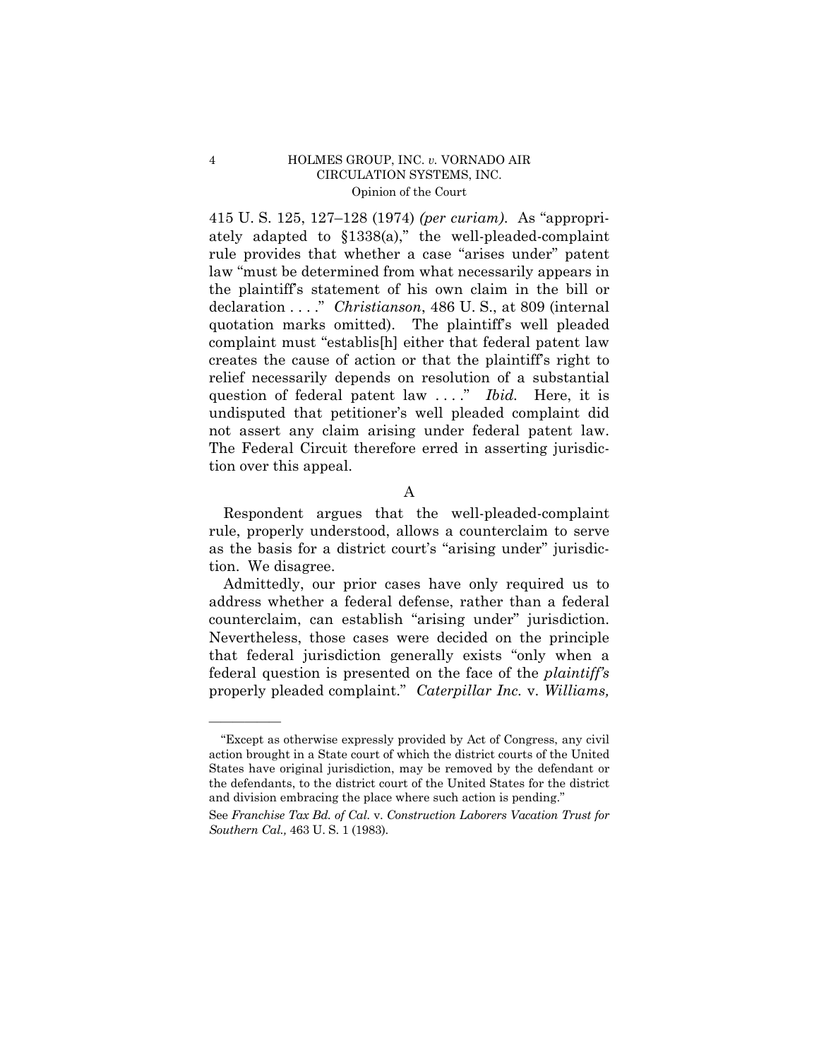415 U. S. 125, 127–128 (1974) *(per curiam)*. As "appropriately adapted to §1338(a)," the well-pleaded-complaint rule provides that whether a case "arises under" patent law "must be determined from what necessarily appears in the plaintiff's statement of his own claim in the bill or declaration . . . ." *Christianson*, 486 U. S., at 809 (internal quotation marks omitted). The plaintiff's well pleaded complaint must "establis[h] either that federal patent law creates the cause of action or that the plaintiff's right to relief necessarily depends on resolution of a substantial question of federal patent law . . . ." *Ibid.* Here, it is undisputed that petitioner's well pleaded complaint did not assert any claim arising under federal patent law. The Federal Circuit therefore erred in asserting jurisdiction over this appeal.

## A

Respondent argues that the well-pleaded-complaint rule, properly understood, allows a counterclaim to serve as the basis for a district court's "arising under" jurisdiction. We disagree.

Admittedly, our prior cases have only required us to address whether a federal defense, rather than a federal counterclaim, can establish "arising under" jurisdiction. Nevertheless, those cases were decided on the principle that federal jurisdiction generally exists "only when a federal question is presented on the face of the *plaintiff's* properly pleaded complaint." *Caterpillar Inc.* v. *Williams,*

---

"Except as otherwise expressly provided by Act of Congress, any civil action brought in a State court of which the district courts of the United States have original jurisdiction, may be removed by the defendant or the defendants, to the district court of the United States for the district and division embracing the place where such action is pending."

See *Franchise Tax Bd. of Cal.* v. *Construction Laborers Vacation Trust for Southern Cal.,* 463 U. S. 1 (1983).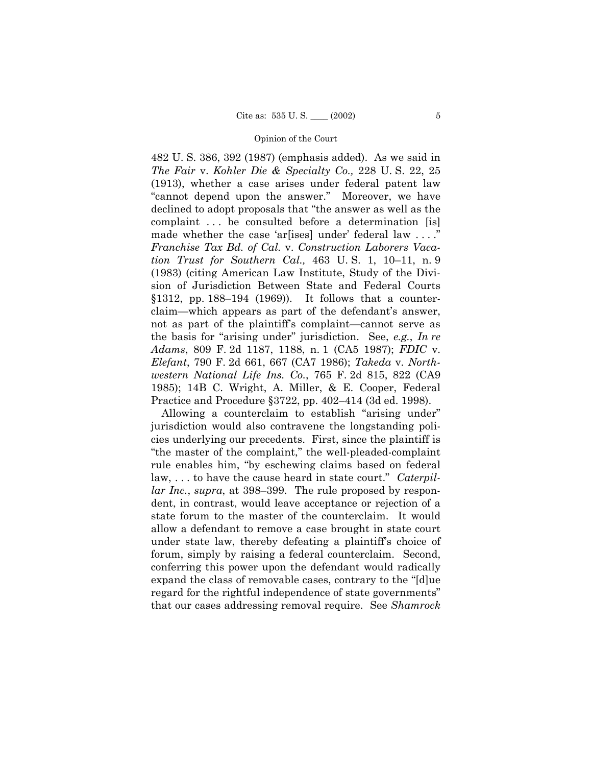482 U. S. 386, 392 (1987) (emphasis added). As we said in *The Fair* v. *Kohler Die & Specialty Co.,* 228 U. S. 22, 25 (1913), whether a case arises under federal patent law "cannot depend upon the answer." Moreover, we have declined to adopt proposals that "the answer as well as the complaint . . . be consulted before a determination [is] made whether the case 'ar[ises] under' federal law . . . ." *Franchise Tax Bd. of Cal.* v. *Construction Laborers Vacation Trust for Southern Cal.,* 463 U. S. 1, 10–11, n. 9 (1983) (citing American Law Institute, Study of the Division of Jurisdiction Between State and Federal Courts §1312, pp. 188–194 (1969)). It follows that a counterclaim—which appears as part of the defendant's answer, not as part of the plaintiff's complaint—cannot serve as the basis for "arising under" jurisdiction. See, *e.g.*, *In re Adams*, 809 F. 2d 1187, 1188, n. 1 (CA5 1987); *FDIC* v. *Elefant*, 790 F. 2d 661, 667 (CA7 1986); *Takeda* v. *Northwestern National Life Ins. Co.*, 765 F. 2d 815, 822 (CA9 1985); 14B C. Wright, A. Miller, & E. Cooper, Federal Practice and Procedure §3722, pp. 402–414 (3d ed. 1998).

Allowing a counterclaim to establish "arising under" jurisdiction would also contravene the longstanding policies underlying our precedents. First, since the plaintiff is "the master of the complaint," the well-pleaded-complaint rule enables him, "by eschewing claims based on federal law, . . . to have the cause heard in state court." *Caterpillar Inc.*, *supra*, at 398–399. The rule proposed by respondent, in contrast, would leave acceptance or rejection of a state forum to the master of the counterclaim. It would allow a defendant to remove a case brought in state court under state law, thereby defeating a plaintiff's choice of forum, simply by raising a federal counterclaim. Second, conferring this power upon the defendant would radically expand the class of removable cases, contrary to the "[d]ue regard for the rightful independence of state governments" that our cases addressing removal require. See *Shamrock*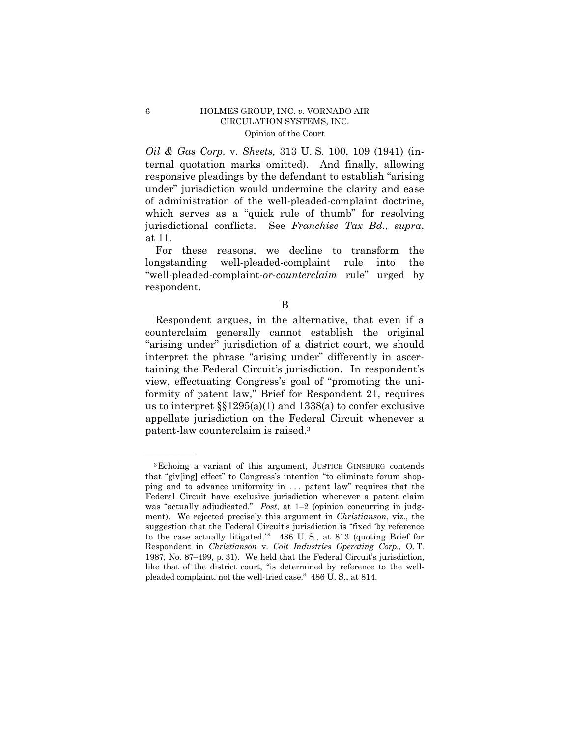*Oil & Gas Corp.* v. *Sheets,* 313 U. S. 100, 109 (1941) (internal quotation marks omitted). And finally, allowing responsive pleadings by the defendant to establish "arising under" jurisdiction would undermine the clarity and ease of administration of the well-pleaded-complaint doctrine, which serves as a "quick rule of thumb" for resolving jurisdictional conflicts. See *Franchise Tax Bd.*, *supra*, at 11.

For these reasons, we decline to transform the longstanding well-pleaded-complaint rule into the "well-pleaded-complaint-*or-counterclaim* rule" urged by respondent.

B

Respondent argues, in the alternative, that even if a counterclaim generally cannot establish the original "arising under" jurisdiction of a district court, we should interpret the phrase "arising under" differently in ascertaining the Federal Circuit's jurisdiction. In respondent's view, effectuating Congress's goal of "promoting the uniformity of patent law," Brief for Respondent 21, requires us to interpret §§1295(a)(1) and 1338(a) to confer exclusive appellate jurisdiction on the Federal Circuit whenever a patent-law counterclaim is raised.[3]

---

[3] Echoing a variant of this argument, JUSTICE GINSBURG contends that "giv[ing] effect" to Congress's intention "to eliminate forum shopping and to advance uniformity in . . . patent law" requires that the Federal Circuit have exclusive jurisdiction whenever a patent claim was "actually adjudicated." *Post*, at 1–2 (opinion concurring in judgment). We rejected precisely this argument in *Christianson*, viz., the suggestion that the Federal Circuit's jurisdiction is "fixed 'by reference to the case actually litigated.'" 486 U. S., at 813 (quoting Brief for Respondent in *Christianson* v. *Colt Industries Operating Corp.,* O. T. 1987, No. 87–499, p. 31). We held that the Federal Circuit's jurisdiction, like that of the district court, "is determined by reference to the well-pleaded complaint, not the well-tried case." 486 U. S., at 814.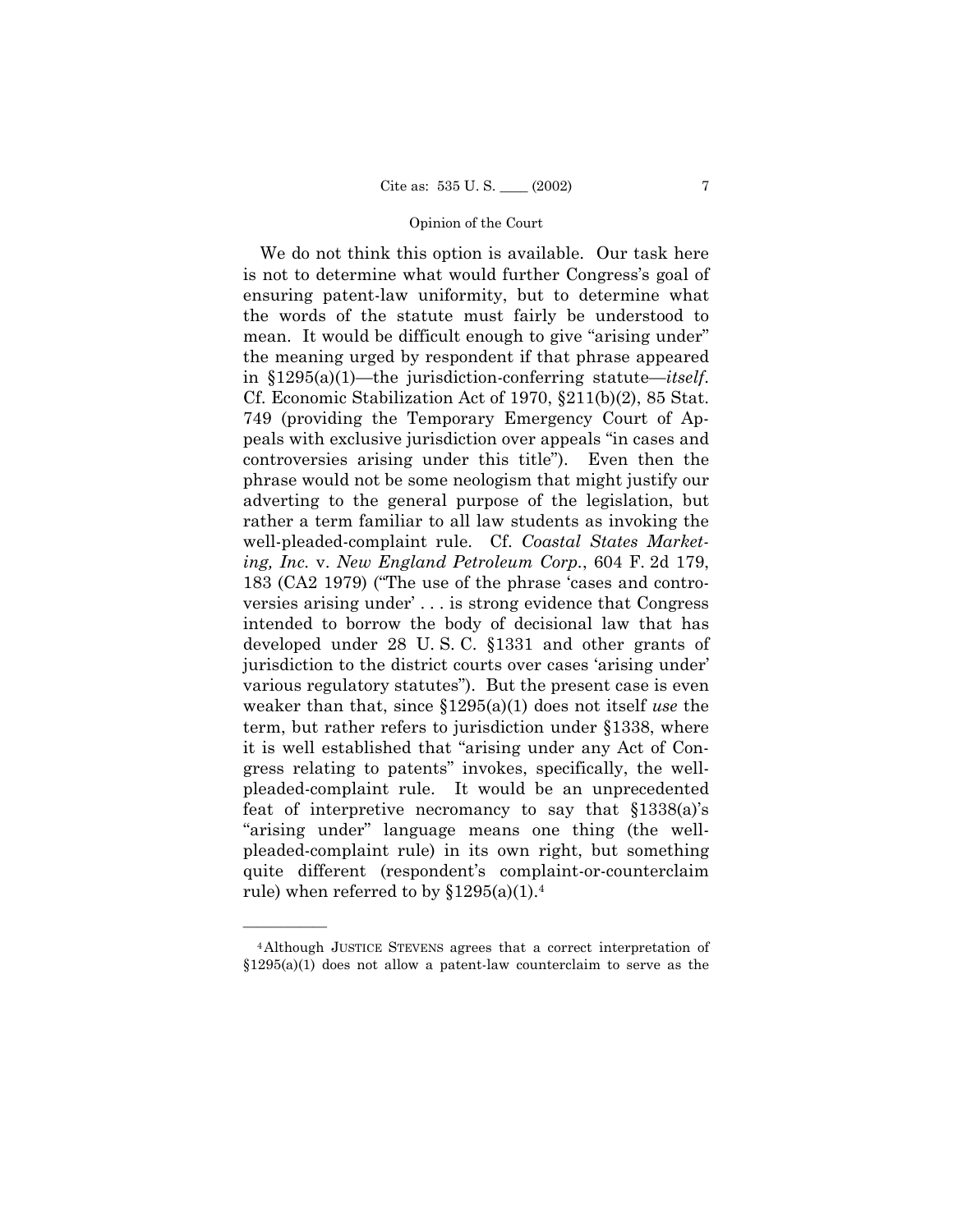We do not think this option is available. Our task here is not to determine what would further Congress's goal of ensuring patent-law uniformity, but to determine what the words of the statute must fairly be understood to mean. It would be difficult enough to give "arising under" the meaning urged by respondent if that phrase appeared in §1295(a)(1)—the jurisdiction-conferring statute—*itself*. Cf. Economic Stabilization Act of 1970, §211(b)(2), 85 Stat. 749 (providing the Temporary Emergency Court of Appeals with exclusive jurisdiction over appeals "in cases and controversies arising under this title"). Even then the phrase would not be some neologism that might justify our adverting to the general purpose of the legislation, but rather a term familiar to all law students as invoking the well-pleaded-complaint rule. Cf. *Coastal States Marketing, Inc.* v. *New England Petroleum Corp.*, 604 F. 2d 179, 183 (CA2 1979) ("The use of the phrase 'cases and controversies arising under' . . . is strong evidence that Congress intended to borrow the body of decisional law that has developed under 28 U. S. C. §1331 and other grants of jurisdiction to the district courts over cases 'arising under' various regulatory statutes"). But the present case is even weaker than that, since §1295(a)(1) does not itself *use* the term, but rather refers to jurisdiction under §1338, where it is well established that "arising under any Act of Congress relating to patents" invokes, specifically, the well-pleaded-complaint rule. It would be an unprecedented feat of interpretive necromancy to say that §1338(a)'s "arising under" language means one thing (the well-pleaded-complaint rule) in its own right, but something quite different (respondent's complaint-or-counterclaim rule) when referred to by §1295(a)(1).[4]

---

[4] Although JUSTICE STEVENS agrees that a correct interpretation of §1295(a)(1) does not allow a patent-law counterclaim to serve as the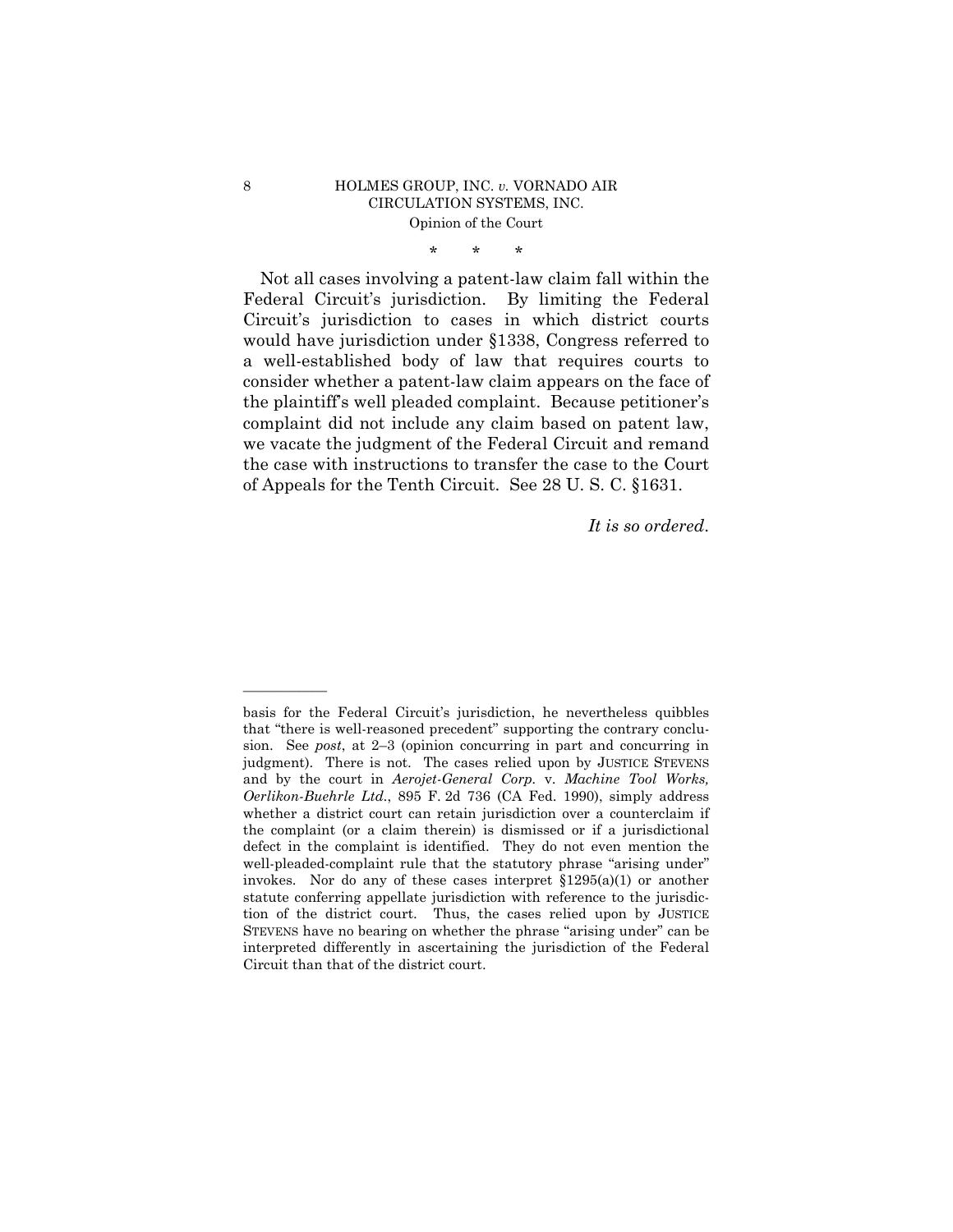\*   \*   \*

Not all cases involving a patent-law claim fall within the Federal Circuit's jurisdiction. By limiting the Federal Circuit's jurisdiction to cases in which district courts would have jurisdiction under §1338, Congress referred to a well-established body of law that requires courts to consider whether a patent-law claim appears on the face of the plaintiff's well pleaded complaint. Because petitioner's complaint did not include any claim based on patent law, we vacate the judgment of the Federal Circuit and remand the case with instructions to transfer the case to the Court of Appeals for the Tenth Circuit. See 28 U. S. C. §1631.

*It is so ordered.*

---

basis for the Federal Circuit's jurisdiction, he nevertheless quibbles that "there is well-reasoned precedent" supporting the contrary conclusion. See *post*, at 2–3 (opinion concurring in part and concurring in judgment). There is not. The cases relied upon by JUSTICE STEVENS and by the court in *Aerojet-General Corp.* v. *Machine Tool Works, Oerlikon-Buehrle Ltd.*, 895 F. 2d 736 (CA Fed. 1990), simply address whether a district court can retain jurisdiction over a counterclaim if the complaint (or a claim therein) is dismissed or if a jurisdictional defect in the complaint is identified. They do not even mention the well-pleaded-complaint rule that the statutory phrase "arising under" invokes. Nor do any of these cases interpret §1295(a)(1) or another statute conferring appellate jurisdiction with reference to the jurisdiction of the district court. Thus, the cases relied upon by JUSTICE STEVENS have no bearing on whether the phrase "arising under" can be interpreted differently in ascertaining the jurisdiction of the Federal Circuit than that of the district court.